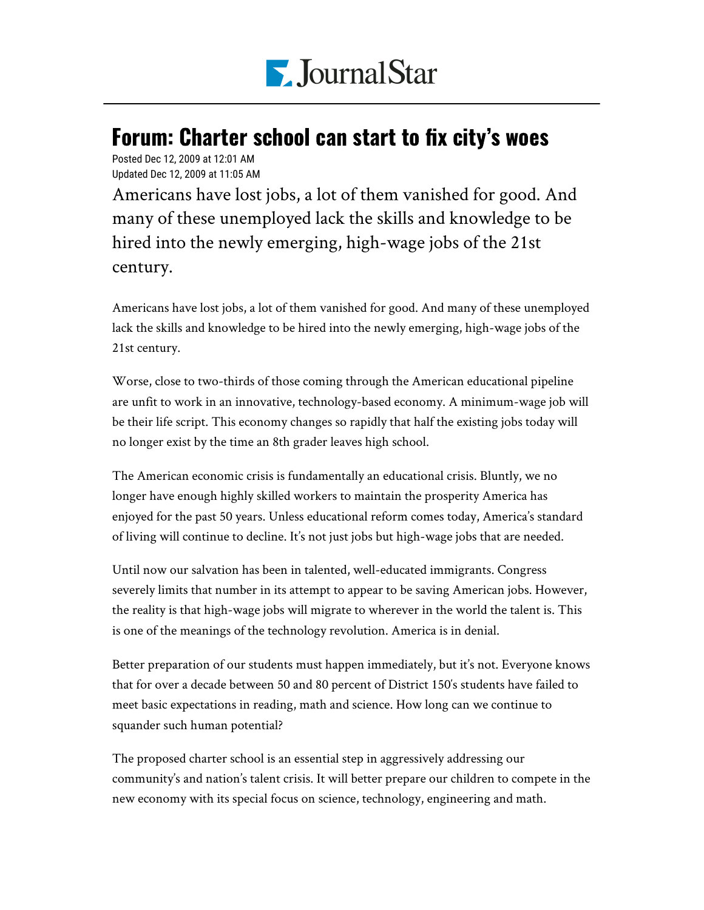Journal Star

# Forum: Charter school can start to fix city's woes

Posted Dec 12, 2009 at 12:01 AM
Updated Dec 12, 2009 at 11:05 AM

Americans have lost jobs, a lot of them vanished for good. And many of these unemployed lack the skills and knowledge to be hired into the newly emerging, high-wage jobs of the 21st century.

Americans have lost jobs, a lot of them vanished for good. And many of these unemployed lack the skills and knowledge to be hired into the newly emerging, high-wage jobs of the 21st century.

Worse, close to two-thirds of those coming through the American educational pipeline are unfit to work in an innovative, technology-based economy. A minimum-wage job will be their life script. This economy changes so rapidly that half the existing jobs today will no longer exist by the time an 8th grader leaves high school.

The American economic crisis is fundamentally an educational crisis. Bluntly, we no longer have enough highly skilled workers to maintain the prosperity America has enjoyed for the past 50 years. Unless educational reform comes today, America's standard of living will continue to decline. It's not just jobs but high-wage jobs that are needed.

Until now our salvation has been in talented, well-educated immigrants. Congress severely limits that number in its attempt to appear to be saving American jobs. However, the reality is that high-wage jobs will migrate to wherever in the world the talent is. This is one of the meanings of the technology revolution. America is in denial.

Better preparation of our students must happen immediately, but it's not. Everyone knows that for over a decade between 50 and 80 percent of District 150's students have failed to meet basic expectations in reading, math and science. How long can we continue to squander such human potential?

The proposed charter school is an essential step in aggressively addressing our community's and nation's talent crisis. It will better prepare our children to compete in the new economy with its special focus on science, technology, engineering and math.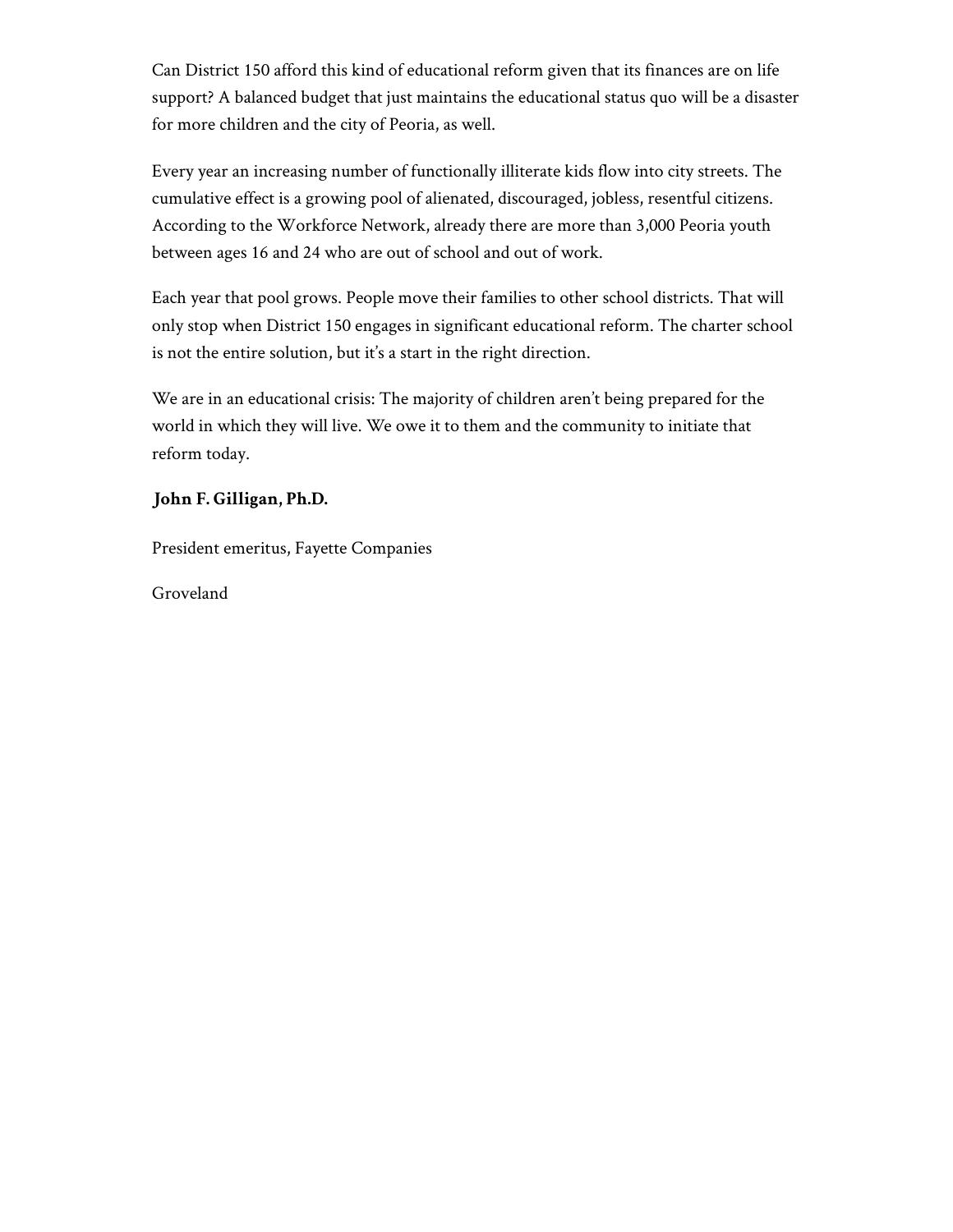Can District 150 afford this kind of educational reform given that its finances are on life support? A balanced budget that just maintains the educational status quo will be a disaster for more children and the city of Peoria, as well.

Every year an increasing number of functionally illiterate kids flow into city streets. The cumulative effect is a growing pool of alienated, discouraged, jobless, resentful citizens. According to the Workforce Network, already there are more than 3,000 Peoria youth between ages 16 and 24 who are out of school and out of work.

Each year that pool grows. People move their families to other school districts. That will only stop when District 150 engages in significant educational reform. The charter school is not the entire solution, but it's a start in the right direction.

We are in an educational crisis: The majority of children aren't being prepared for the world in which they will live. We owe it to them and the community to initiate that reform today.

**John F. Gilligan, Ph.D.**

President emeritus, Fayette Companies

Groveland